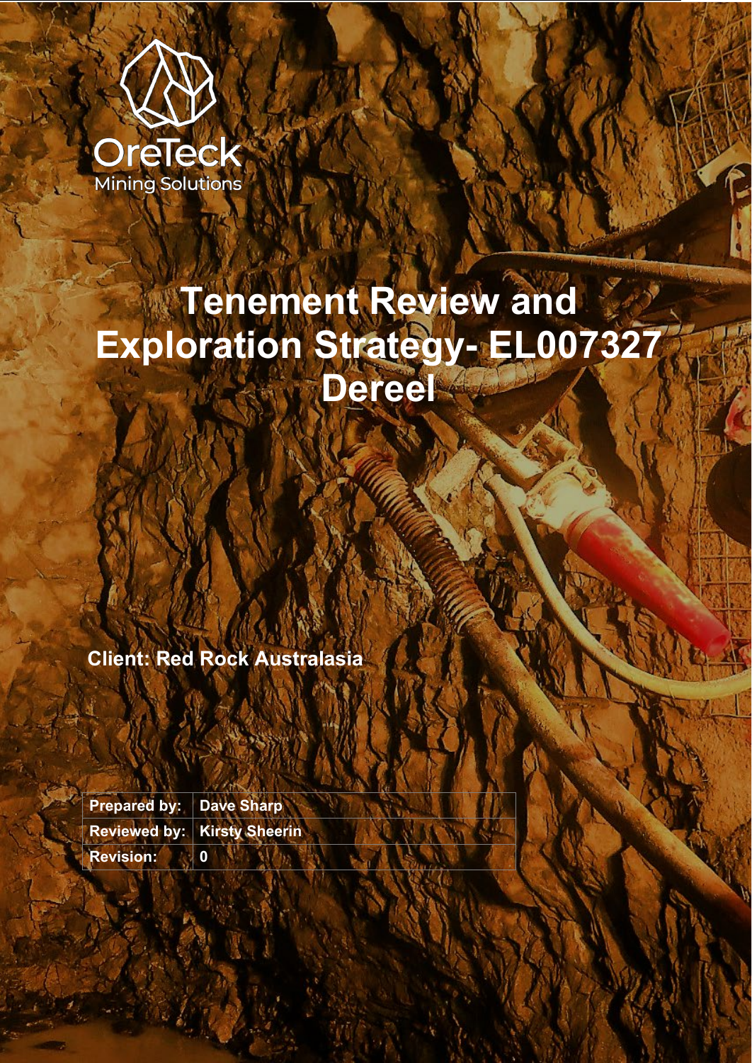OreTeck
Mining Solutions

# Tenement Review and Exploration Strategy- EL007327 Dereel

**Client: Red Rock Australasia**

| Prepared by: | Dave Sharp |
| --- | --- |
| Reviewed by: | Kirsty Sheerin |
| Revision: | 0 |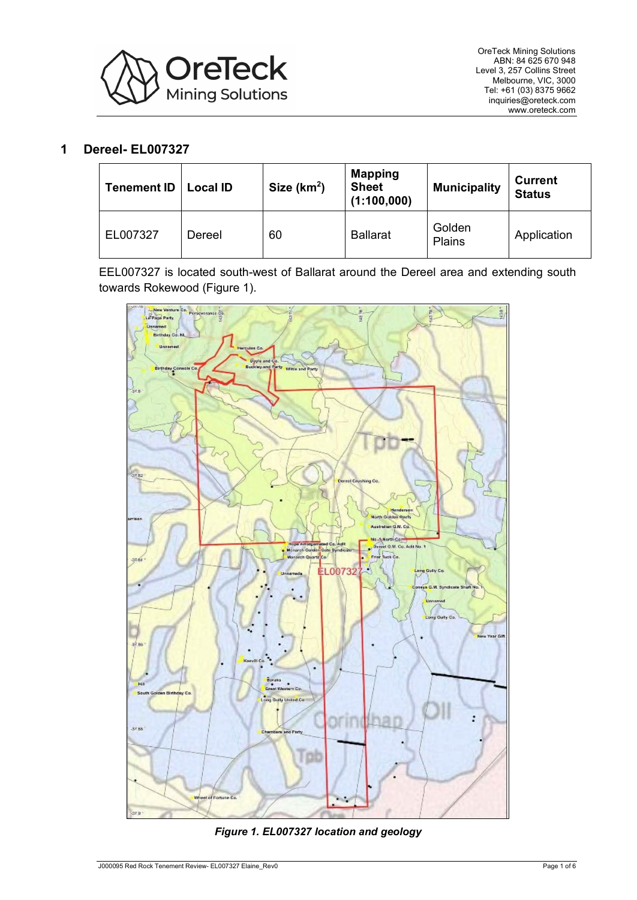# 1 Dereel- EL007327

| Tenement ID | Local ID | Size (km$^2$) | Mapping Sheet (1:100,000) | Municipality | Current Status |
|---|---|---|---|---|---|
| EL007327 | Dereel | 60 | Ballarat | Golden Plains | Application |

EEL007327 is located south-west of Ballarat around the Dereel area and extending south towards Rokewood (Figure 1).

*Figure 1. EL007327 location and geology*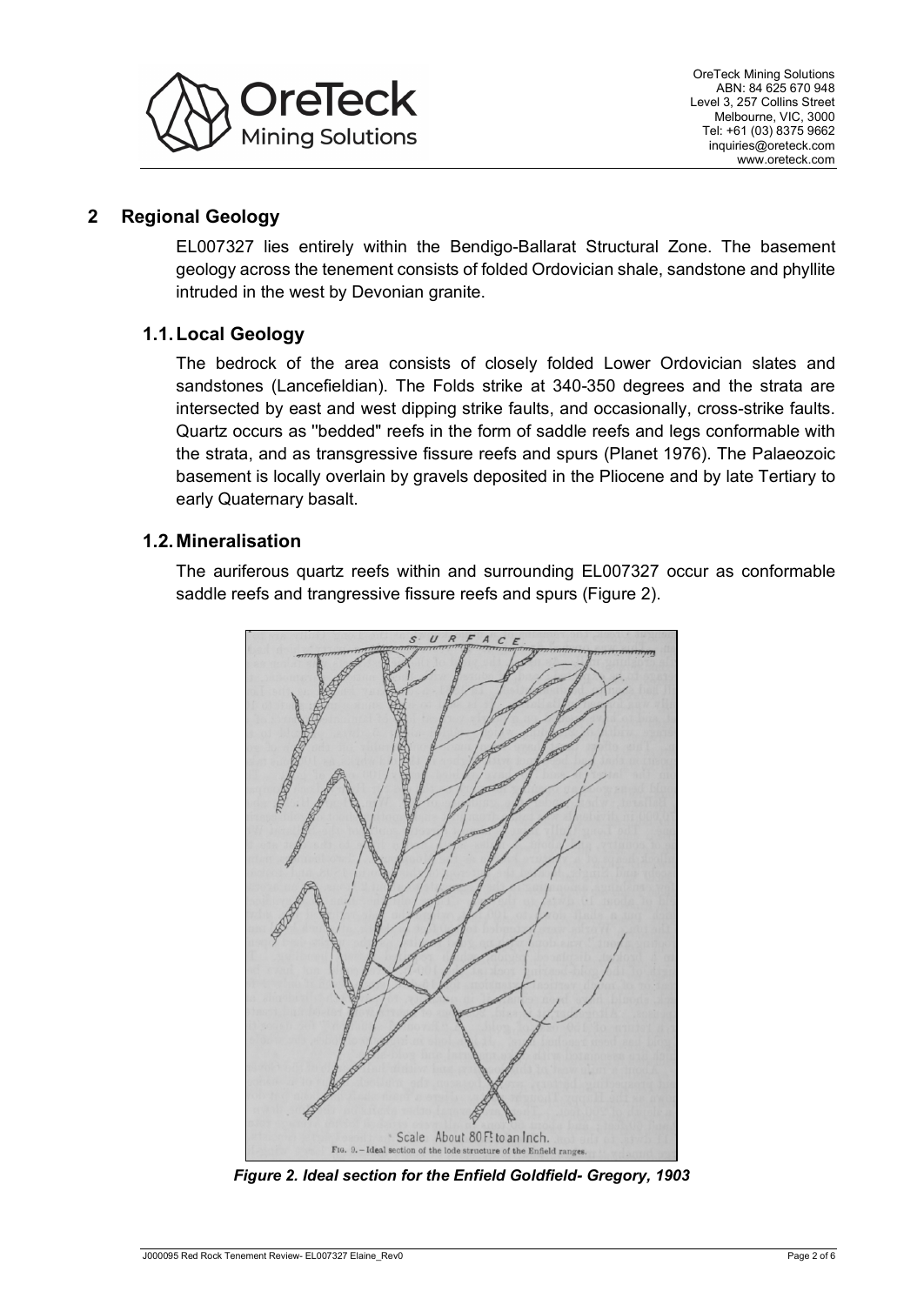## 2 Regional Geology

EL007327 lies entirely within the Bendigo-Ballarat Structural Zone. The basement geology across the tenement consists of folded Ordovician shale, sandstone and phyllite intruded in the west by Devonian granite.

### 1.1. Local Geology

The bedrock of the area consists of closely folded Lower Ordovician slates and sandstones (Lancefieldian). The Folds strike at 340-350 degrees and the strata are intersected by east and west dipping strike faults, and occasionally, cross-strike faults. Quartz occurs as "bedded" reefs in the form of saddle reefs and legs conformable with the strata, and as transgressive fissure reefs and spurs (Planet 1976). The Palaeozoic basement is locally overlain by gravels deposited in the Pliocene and by late Tertiary to early Quaternary basalt.

### 1.2. Mineralisation

The auriferous quartz reefs within and surrounding EL007327 occur as conformable saddle reefs and trangressive fissure reefs and spurs (Figure 2).

***Figure 2. Ideal section for the Enfield Goldfield- Gregory, 1903***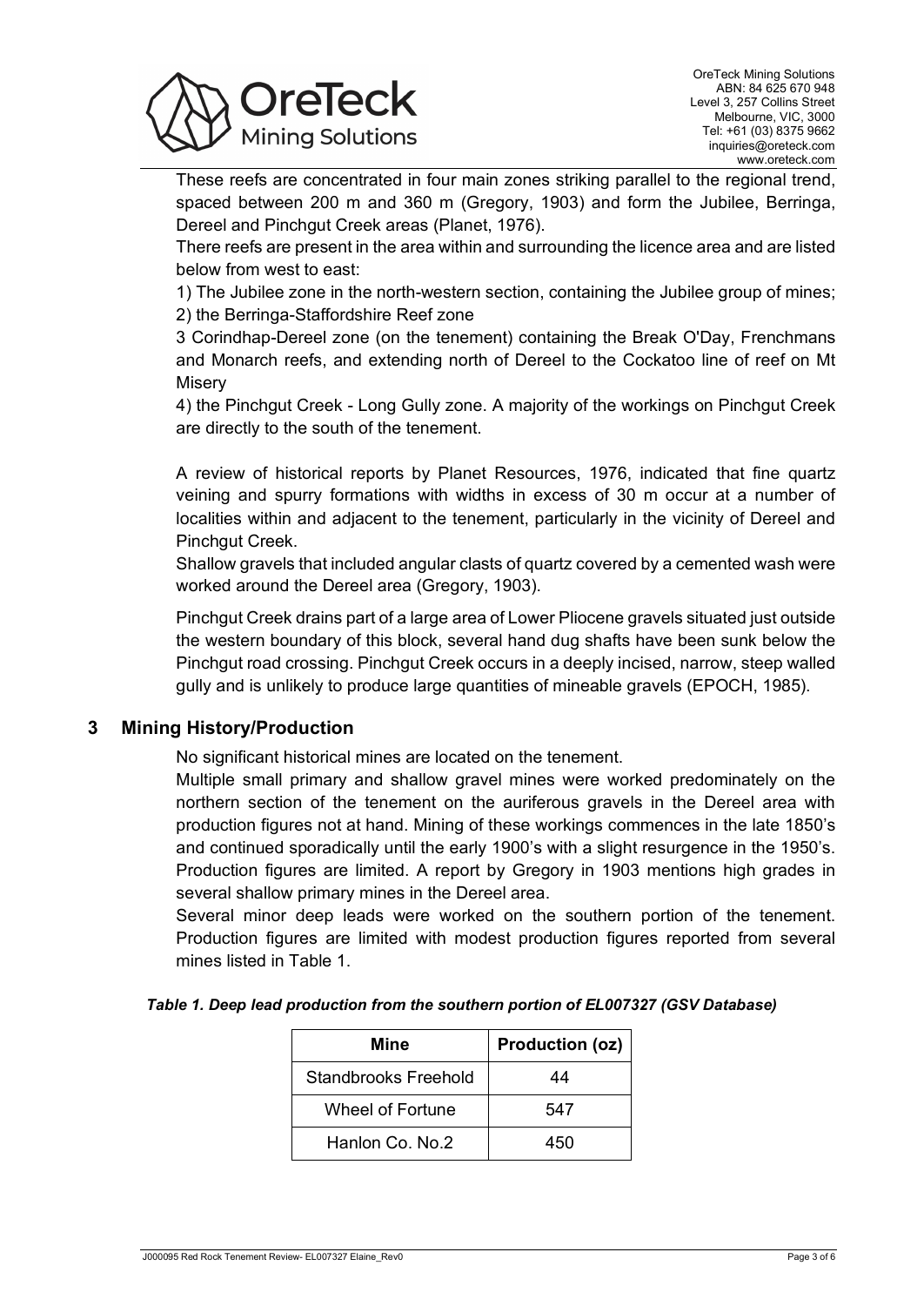These reefs are concentrated in four main zones striking parallel to the regional trend, spaced between 200 m and 360 m (Gregory, 1903) and form the Jubilee, Berringa, Dereel and Pinchgut Creek areas (Planet, 1976).

There reefs are present in the area within and surrounding the licence area and are listed below from west to east:

1) The Jubilee zone in the north-western section, containing the Jubilee group of mines;
2) the Berringa-Staffordshire Reef zone
3 Corindhap-Dereel zone (on the tenement) containing the Break O'Day, Frenchmans and Monarch reefs, and extending north of Dereel to the Cockatoo line of reef on Mt Misery
4) the Pinchgut Creek - Long Gully zone. A majority of the workings on Pinchgut Creek are directly to the south of the tenement.

A review of historical reports by Planet Resources, 1976, indicated that fine quartz veining and spurry formations with widths in excess of 30 m occur at a number of localities within and adjacent to the tenement, particularly in the vicinity of Dereel and Pinchgut Creek.

Shallow gravels that included angular clasts of quartz covered by a cemented wash were worked around the Dereel area (Gregory, 1903).

Pinchgut Creek drains part of a large area of Lower Pliocene gravels situated just outside the western boundary of this block, several hand dug shafts have been sunk below the Pinchgut road crossing. Pinchgut Creek occurs in a deeply incised, narrow, steep walled gully and is unlikely to produce large quantities of mineable gravels (EPOCH, 1985).

## 3 Mining History/Production

No significant historical mines are located on the tenement.

Multiple small primary and shallow gravel mines were worked predominately on the northern section of the tenement on the auriferous gravels in the Dereel area with production figures not at hand. Mining of these workings commences in the late 1850's and continued sporadically until the early 1900's with a slight resurgence in the 1950's. Production figures are limited. A report by Gregory in 1903 mentions high grades in several shallow primary mines in the Dereel area.

Several minor deep leads were worked on the southern portion of the tenement. Production figures are limited with modest production figures reported from several mines listed in Table 1.

***Table 1. Deep lead production from the southern portion of EL007327 (GSV Database)***

| Mine | Production (oz) |
|---|---|
| Standbrooks Freehold | 44 |
| Wheel of Fortune | 547 |
| Hanlon Co. No.2 | 450 |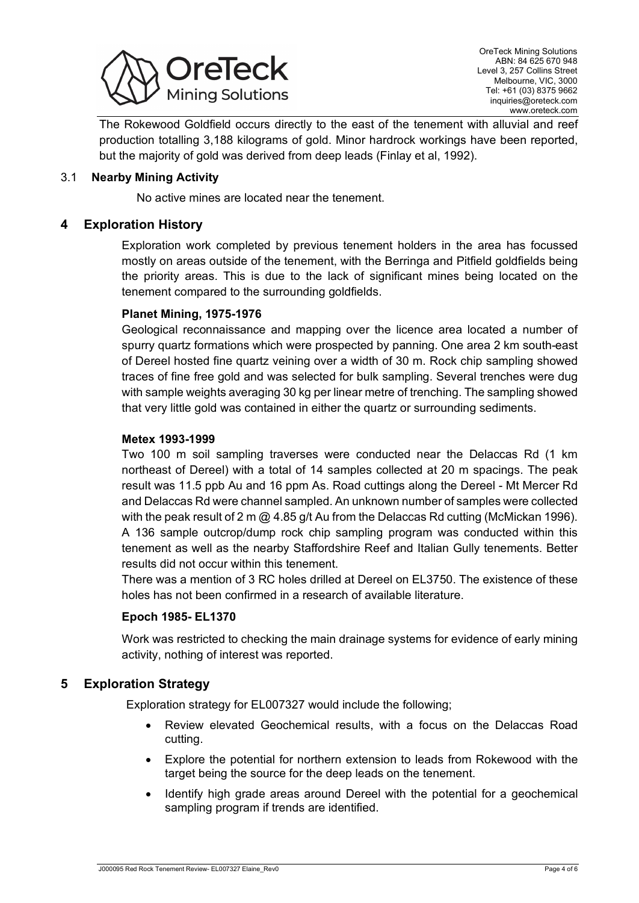The Rokewood Goldfield occurs directly to the east of the tenement with alluvial and reef production totalling 3,188 kilograms of gold. Minor hardrock workings have been reported, but the majority of gold was derived from deep leads (Finlay et al, 1992).

### 3.1 Nearby Mining Activity

No active mines are located near the tenement.

## 4 Exploration History

Exploration work completed by previous tenement holders in the area has focussed mostly on areas outside of the tenement, with the Berringa and Pitfield goldfields being the priority areas. This is due to the lack of significant mines being located on the tenement compared to the surrounding goldfields.

**Planet Mining, 1975-1976**

Geological reconnaissance and mapping over the licence area located a number of spurry quartz formations which were prospected by panning. One area 2 km south-east of Dereel hosted fine quartz veining over a width of 30 m. Rock chip sampling showed traces of fine free gold and was selected for bulk sampling. Several trenches were dug with sample weights averaging 30 kg per linear metre of trenching. The sampling showed that very little gold was contained in either the quartz or surrounding sediments.

**Metex 1993-1999**

Two 100 m soil sampling traverses were conducted near the Delaccas Rd (1 km northeast of Dereel) with a total of 14 samples collected at 20 m spacings. The peak result was 11.5 ppb Au and 16 ppm As. Road cuttings along the Dereel - Mt Mercer Rd and Delaccas Rd were channel sampled. An unknown number of samples were collected with the peak result of 2 m @ 4.85 g/t Au from the Delaccas Rd cutting (McMickan 1996). A 136 sample outcrop/dump rock chip sampling program was conducted within this tenement as well as the nearby Staffordshire Reef and Italian Gully tenements. Better results did not occur within this tenement.

There was a mention of 3 RC holes drilled at Dereel on EL3750. The existence of these holes has not been confirmed in a research of available literature.

**Epoch 1985- EL1370**

Work was restricted to checking the main drainage systems for evidence of early mining activity, nothing of interest was reported.

## 5 Exploration Strategy

Exploration strategy for EL007327 would include the following;

- Review elevated Geochemical results, with a focus on the Delaccas Road cutting.
- Explore the potential for northern extension to leads from Rokewood with the target being the source for the deep leads on the tenement.
- Identify high grade areas around Dereel with the potential for a geochemical sampling program if trends are identified.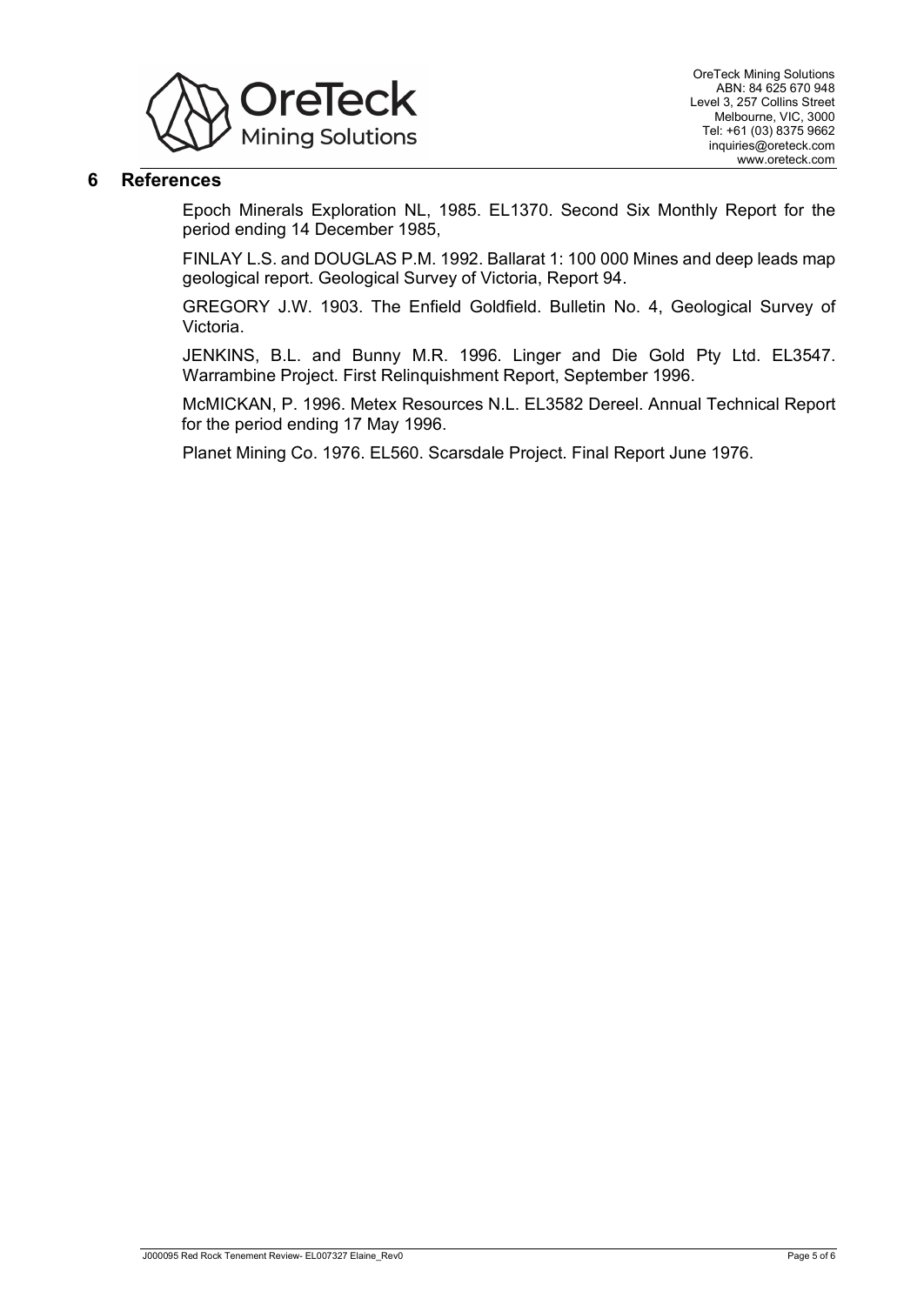# 6 References

Epoch Minerals Exploration NL, 1985. EL1370. Second Six Monthly Report for the period ending 14 December 1985,

FINLAY L.S. and DOUGLAS P.M. 1992. Ballarat 1: 100 000 Mines and deep leads map geological report. Geological Survey of Victoria, Report 94.

GREGORY J.W. 1903. The Enfield Goldfield. Bulletin No. 4, Geological Survey of Victoria.

JENKINS, B.L. and Bunny M.R. 1996. Linger and Die Gold Pty Ltd. EL3547. Warrambine Project. First Relinquishment Report, September 1996.

McMICKAN, P. 1996. Metex Resources N.L. EL3582 Dereel. Annual Technical Report for the period ending 17 May 1996.

Planet Mining Co. 1976. EL560. Scarsdale Project. Final Report June 1976.